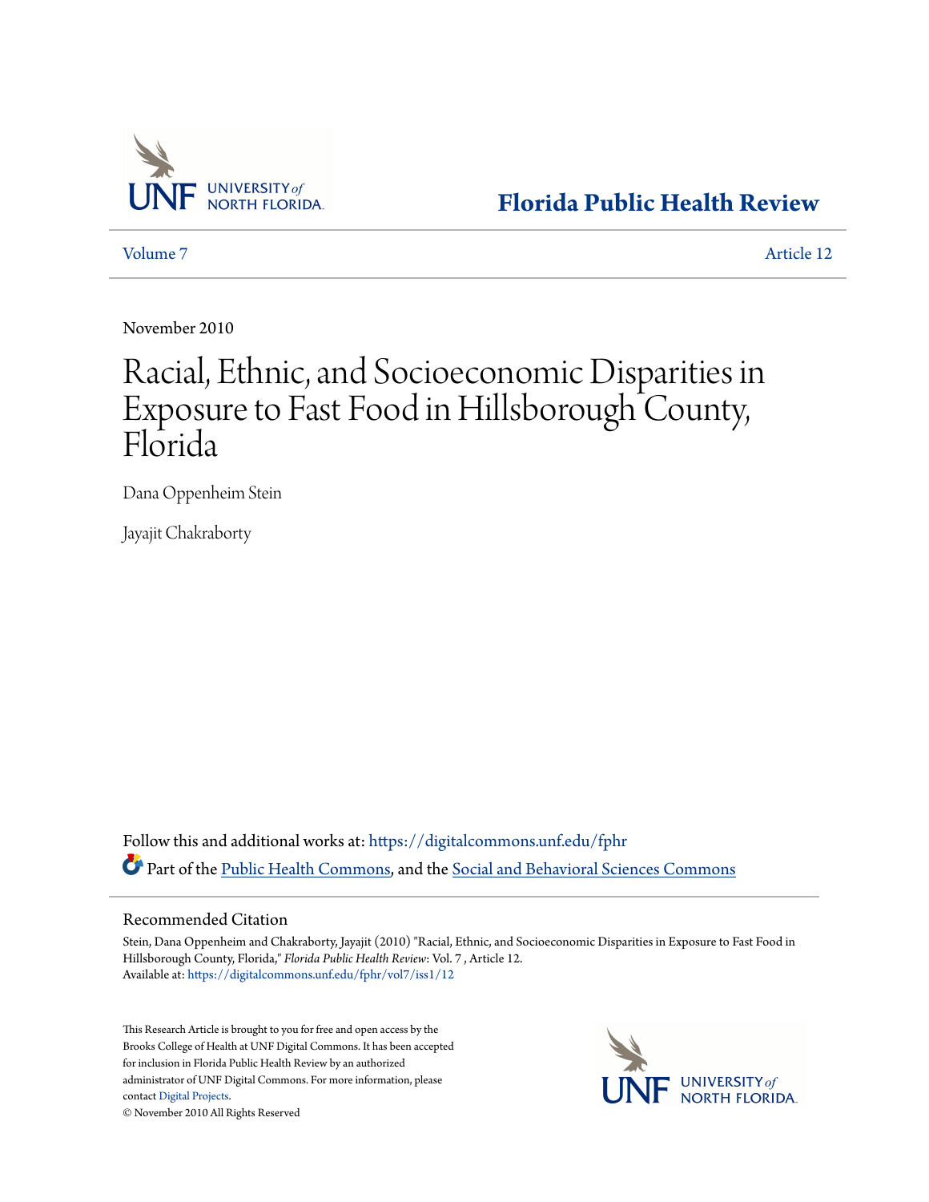Florida Public Health Review

Volume 7 Article 12

November 2010

# Racial, Ethnic, and Socioeconomic Disparities in Exposure to Fast Food in Hillsborough County, Florida

Dana Oppenheim Stein

Jayajit Chakraborty

Follow this and additional works at: https://digitalcommons.unf.edu/fphr

Part of the Public Health Commons, and the Social and Behavioral Sciences Commons

## Recommended Citation

Stein, Dana Oppenheim and Chakraborty, Jayajit (2010) "Racial, Ethnic, and Socioeconomic Disparities in Exposure to Fast Food in Hillsborough County, Florida," *Florida Public Health Review*: Vol. 7 , Article 12.
Available at: https://digitalcommons.unf.edu/fphr/vol7/iss1/12

This Research Article is brought to you for free and open access by the Brooks College of Health at UNF Digital Commons. It has been accepted for inclusion in Florida Public Health Review by an authorized administrator of UNF Digital Commons. For more information, please contact Digital Projects.
© November 2010 All Rights Reserved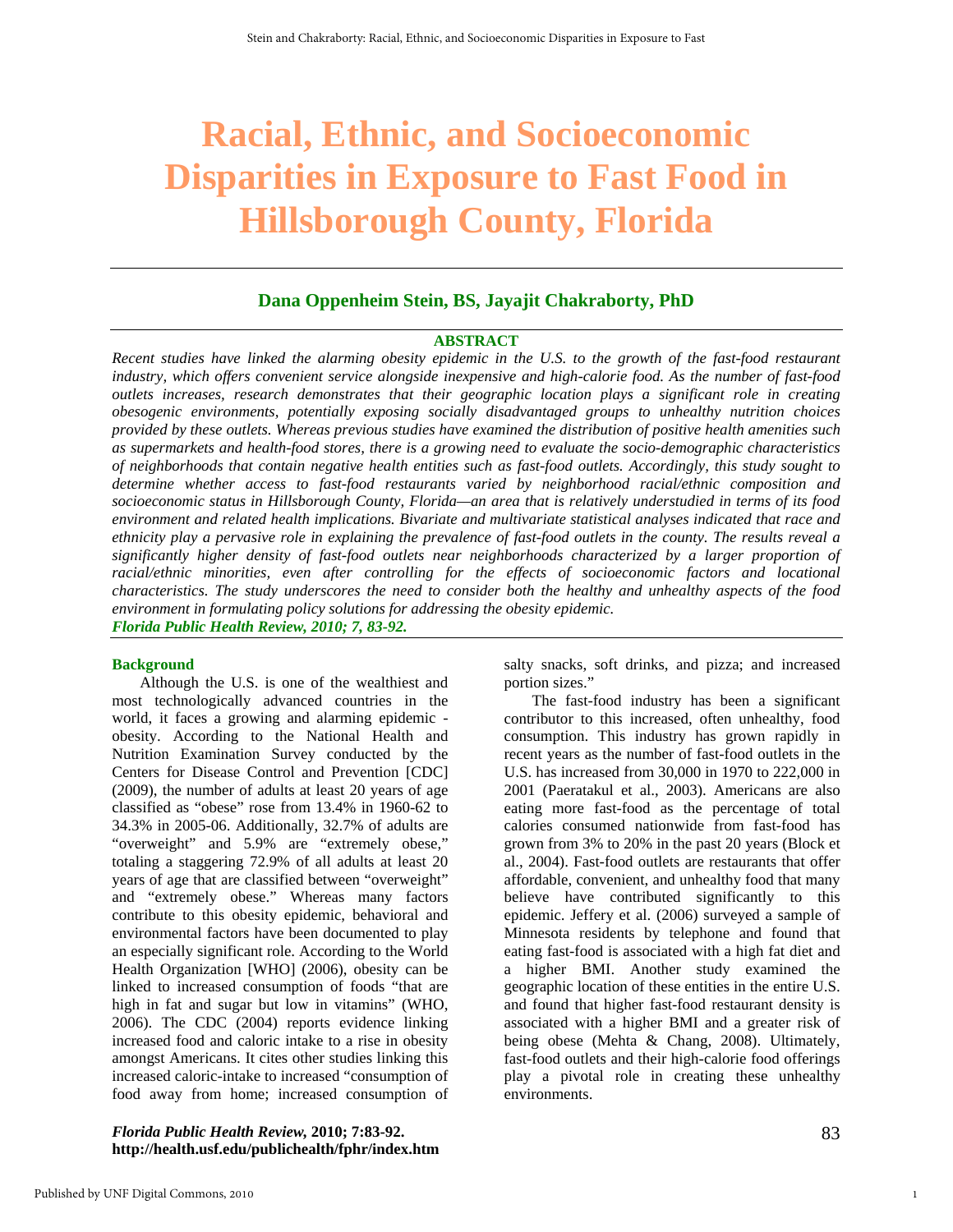# Racial, Ethnic, and Socioeconomic Disparities in Exposure to Fast Food in Hillsborough County, Florida

### Dana Oppenheim Stein, BS, Jayajit Chakraborty, PhD

#### ABSTRACT

*Recent studies have linked the alarming obesity epidemic in the U.S. to the growth of the fast-food restaurant industry, which offers convenient service alongside inexpensive and high-calorie food. As the number of fast-food outlets increases, research demonstrates that their geographic location plays a significant role in creating obesogenic environments, potentially exposing socially disadvantaged groups to unhealthy nutrition choices provided by these outlets. Whereas previous studies have examined the distribution of positive health amenities such as supermarkets and health-food stores, there is a growing need to evaluate the socio-demographic characteristics of neighborhoods that contain negative health entities such as fast-food outlets. Accordingly, this study sought to determine whether access to fast-food restaurants varied by neighborhood racial/ethnic composition and socioeconomic status in Hillsborough County, Florida—an area that is relatively understudied in terms of its food environment and related health implications. Bivariate and multivariate statistical analyses indicated that race and ethnicity play a pervasive role in explaining the prevalence of fast-food outlets in the county. The results reveal a significantly higher density of fast-food outlets near neighborhoods characterized by a larger proportion of racial/ethnic minorities, even after controlling for the effects of socioeconomic factors and locational characteristics. The study underscores the need to consider both the healthy and unhealthy aspects of the food environment in formulating policy solutions for addressing the obesity epidemic.*

***Florida Public Health Review, 2010; 7, 83-92.***

#### Background

Although the U.S. is one of the wealthiest and most technologically advanced countries in the world, it faces a growing and alarming epidemic - obesity. According to the National Health and Nutrition Examination Survey conducted by the Centers for Disease Control and Prevention [CDC] (2009), the number of adults at least 20 years of age classified as "obese" rose from 13.4% in 1960-62 to 34.3% in 2005-06. Additionally, 32.7% of adults are "overweight" and 5.9% are "extremely obese," totaling a staggering 72.9% of all adults at least 20 years of age that are classified between "overweight" and "extremely obese." Whereas many factors contribute to this obesity epidemic, behavioral and environmental factors have been documented to play an especially significant role. According to the World Health Organization [WHO] (2006), obesity can be linked to increased consumption of foods "that are high in fat and sugar but low in vitamins" (WHO, 2006). The CDC (2004) reports evidence linking increased food and caloric intake to a rise in obesity amongst Americans. It cites other studies linking this increased caloric-intake to increased "consumption of food away from home; increased consumption of salty snacks, soft drinks, and pizza; and increased portion sizes."

The fast-food industry has been a significant contributor to this increased, often unhealthy, food consumption. This industry has grown rapidly in recent years as the number of fast-food outlets in the U.S. has increased from 30,000 in 1970 to 222,000 in 2001 (Paeratakul et al., 2003). Americans are also eating more fast-food as the percentage of total calories consumed nationwide from fast-food has grown from 3% to 20% in the past 20 years (Block et al., 2004). Fast-food outlets are restaurants that offer affordable, convenient, and unhealthy food that many believe have contributed significantly to this epidemic. Jeffery et al. (2006) surveyed a sample of Minnesota residents by telephone and found that eating fast-food is associated with a high fat diet and a higher BMI. Another study examined the geographic location of these entities in the entire U.S. and found that higher fast-food restaurant density is associated with a higher BMI and a greater risk of being obese (Mehta & Chang, 2008). Ultimately, fast-food outlets and their high-calorie food offerings play a pivotal role in creating these unhealthy environments.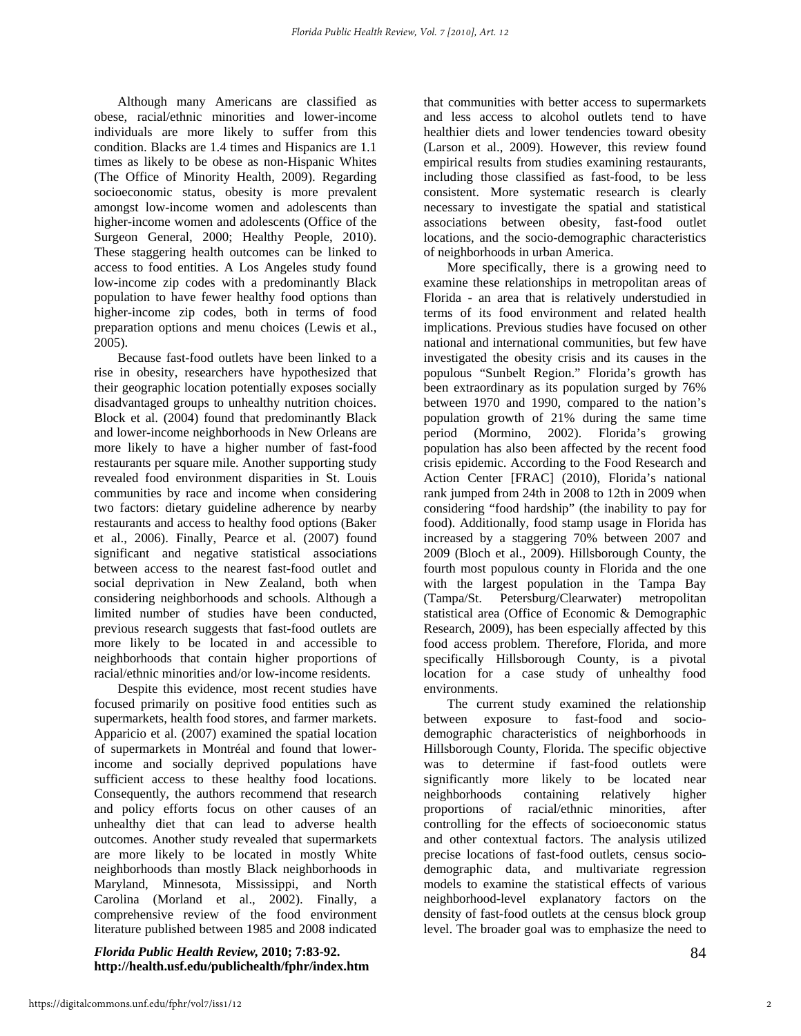Although many Americans are classified as obese, racial/ethnic minorities and lower-income individuals are more likely to suffer from this condition. Blacks are 1.4 times and Hispanics are 1.1 times as likely to be obese as non-Hispanic Whites (The Office of Minority Health, 2009). Regarding socioeconomic status, obesity is more prevalent amongst low-income women and adolescents than higher-income women and adolescents (Office of the Surgeon General, 2000; Healthy People, 2010). These staggering health outcomes can be linked to access to food entities. A Los Angeles study found low-income zip codes with a predominantly Black population to have fewer healthy food options than higher-income zip codes, both in terms of food preparation options and menu choices (Lewis et al., 2005).

Because fast-food outlets have been linked to a rise in obesity, researchers have hypothesized that their geographic location potentially exposes socially disadvantaged groups to unhealthy nutrition choices. Block et al. (2004) found that predominantly Black and lower-income neighborhoods in New Orleans are more likely to have a higher number of fast-food restaurants per square mile. Another supporting study revealed food environment disparities in St. Louis communities by race and income when considering two factors: dietary guideline adherence by nearby restaurants and access to healthy food options (Baker et al., 2006). Finally, Pearce et al. (2007) found significant and negative statistical associations between access to the nearest fast-food outlet and social deprivation in New Zealand, both when considering neighborhoods and schools. Although a limited number of studies have been conducted, previous research suggests that fast-food outlets are more likely to be located in and accessible to neighborhoods that contain higher proportions of racial/ethnic minorities and/or low-income residents.

Despite this evidence, most recent studies have focused primarily on positive food entities such as supermarkets, health food stores, and farmer markets. Apparicio et al. (2007) examined the spatial location of supermarkets in Montréal and found that lower-income and socially deprived populations have sufficient access to these healthy food locations. Consequently, the authors recommend that research and policy efforts focus on other causes of an unhealthy diet that can lead to adverse health outcomes. Another study revealed that supermarkets are more likely to be located in mostly White neighborhoods than mostly Black neighborhoods in Maryland, Minnesota, Mississippi, and North Carolina (Morland et al., 2002). Finally, a comprehensive review of the food environment literature published between 1985 and 2008 indicated that communities with better access to supermarkets and less access to alcohol outlets tend to have healthier diets and lower tendencies toward obesity (Larson et al., 2009). However, this review found empirical results from studies examining restaurants, including those classified as fast-food, to be less consistent. More systematic research is clearly necessary to investigate the spatial and statistical associations between obesity, fast-food outlet locations, and the socio-demographic characteristics of neighborhoods in urban America.

More specifically, there is a growing need to examine these relationships in metropolitan areas of Florida - an area that is relatively understudied in terms of its food environment and related health implications. Previous studies have focused on other national and international communities, but few have investigated the obesity crisis and its causes in the populous "Sunbelt Region." Florida's growth has been extraordinary as its population surged by 76% between 1970 and 1990, compared to the nation's population growth of 21% during the same time period (Mormino, 2002). Florida's growing population has also been affected by the recent food crisis epidemic. According to the Food Research and Action Center [FRAC] (2010), Florida's national rank jumped from 24th in 2008 to 12th in 2009 when considering "food hardship" (the inability to pay for food). Additionally, food stamp usage in Florida has increased by a staggering 70% between 2007 and 2009 (Bloch et al., 2009). Hillsborough County, the fourth most populous county in Florida and the one with the largest population in the Tampa Bay (Tampa/St. Petersburg/Clearwater) metropolitan statistical area (Office of Economic & Demographic Research, 2009), has been especially affected by this food access problem. Therefore, Florida, and more specifically Hillsborough County, is a pivotal location for a case study of unhealthy food environments.

The current study examined the relationship between exposure to fast-food and socio-demographic characteristics of neighborhoods in Hillsborough County, Florida. The specific objective was to determine if fast-food outlets were significantly more likely to be located near neighborhoods containing relatively higher proportions of racial/ethnic minorities, after controlling for the effects of socioeconomic status and other contextual factors. The analysis utilized precise locations of fast-food outlets, census socio-demographic data, and multivariate regression models to examine the statistical effects of various neighborhood-level explanatory factors on the density of fast-food outlets at the census block group level. The broader goal was to emphasize the need to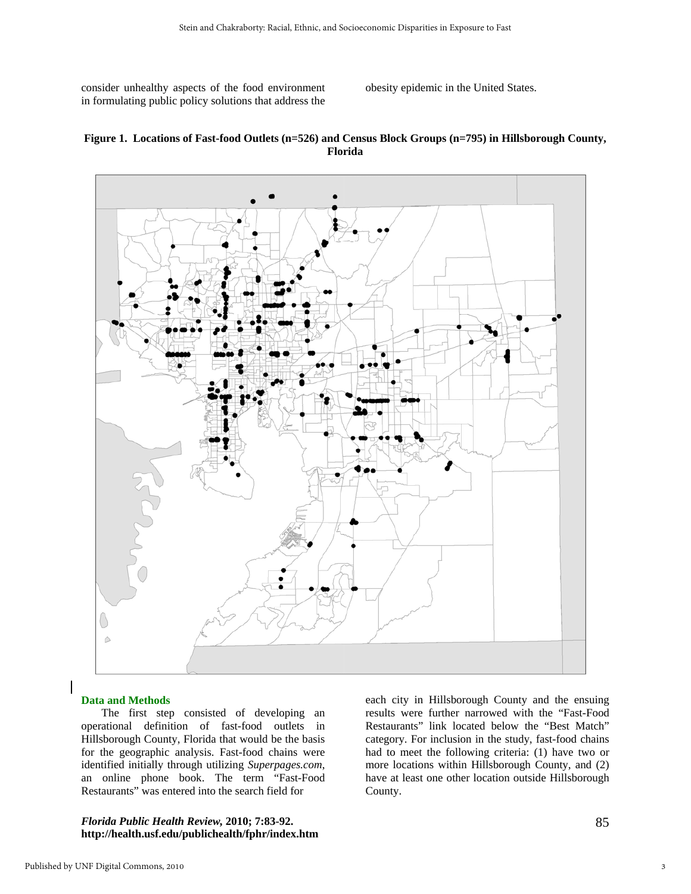consider unhealthy aspects of the food environment in formulating public policy solutions that address the obesity epidemic in the United States.

**Figure 1. Locations of Fast-food Outlets (n=526) and Census Block Groups (n=795) in Hillsborough County, Florida**

## Data and Methods

The first step consisted of developing an operational definition of fast-food outlets in Hillsborough County, Florida that would be the basis for the geographic analysis. Fast-food chains were identified initially through utilizing *Superpages.com*, an online phone book. The term "Fast-Food Restaurants" was entered into the search field for each city in Hillsborough County and the ensuing results were further narrowed with the "Fast-Food Restaurants" link located below the "Best Match" category. For inclusion in the study, fast-food chains had to meet the following criteria: (1) have two or more locations within Hillsborough County, and (2) have at least one other location outside Hillsborough County.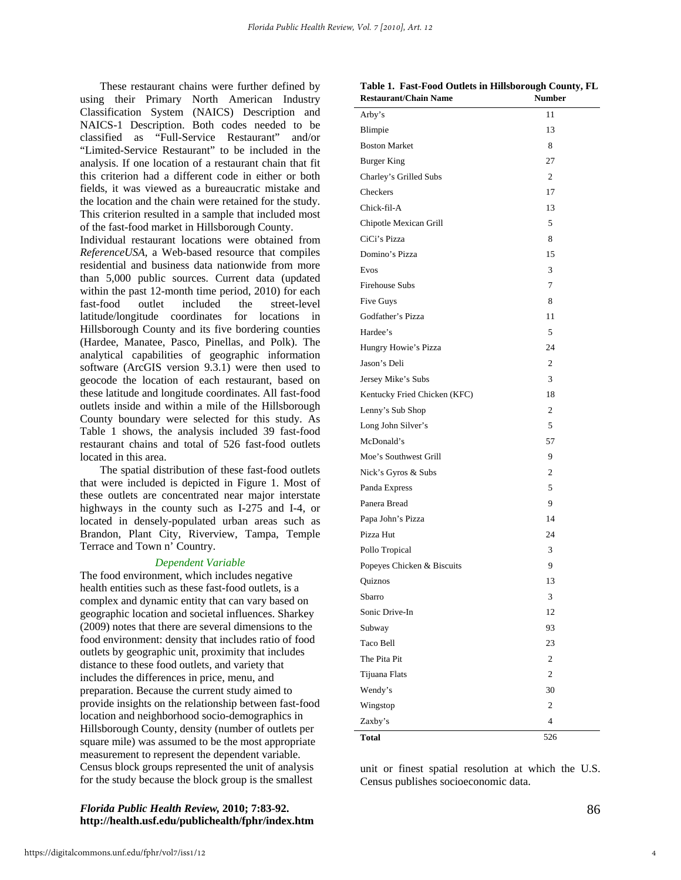These restaurant chains were further defined by using their Primary North American Industry Classification System (NAICS) Description and NAICS-1 Description. Both codes needed to be classified as "Full-Service Restaurant" and/or "Limited-Service Restaurant" to be included in the analysis. If one location of a restaurant chain that fit this criterion had a different code in either or both fields, it was viewed as a bureaucratic mistake and the location and the chain were retained for the study. This criterion resulted in a sample that included most of the fast-food market in Hillsborough County.

Individual restaurant locations were obtained from *ReferenceUSA*, a Web-based resource that compiles residential and business data nationwide from more than 5,000 public sources. Current data (updated within the past 12-month time period, 2010) for each fast-food outlet included the street-level latitude/longitude coordinates for locations in Hillsborough County and its five bordering counties (Hardee, Manatee, Pasco, Pinellas, and Polk). The analytical capabilities of geographic information software (ArcGIS version 9.3.1) were then used to geocode the location of each restaurant, based on these latitude and longitude coordinates. All fast-food outlets inside and within a mile of the Hillsborough County boundary were selected for this study. As Table 1 shows, the analysis included 39 fast-food restaurant chains and total of 526 fast-food outlets located in this area.

The spatial distribution of these fast-food outlets that were included is depicted in Figure 1. Most of these outlets are concentrated near major interstate highways in the county such as I-275 and I-4, or located in densely-populated urban areas such as Brandon, Plant City, Riverview, Tampa, Temple Terrace and Town n' Country.

### *Dependent Variable*

The food environment, which includes negative health entities such as these fast-food outlets, is a complex and dynamic entity that can vary based on geographic location and societal influences. Sharkey (2009) notes that there are several dimensions to the food environment: density that includes ratio of food outlets by geographic unit, proximity that includes distance to these food outlets, and variety that includes the differences in price, menu, and preparation. Because the current study aimed to provide insights on the relationship between fast-food location and neighborhood socio-demographics in Hillsborough County, density (number of outlets per square mile) was assumed to be the most appropriate measurement to represent the dependent variable. Census block groups represented the unit of analysis for the study because the block group is the smallest unit or finest spatial resolution at which the U.S. Census publishes socioeconomic data.

**Table 1. Fast-Food Outlets in Hillsborough County, FL**

| Restaurant/Chain Name | Number |
|---|---|
| Arby's | 11 |
| Blimpie | 13 |
| Boston Market | 8 |
| Burger King | 27 |
| Charley's Grilled Subs | 2 |
| Checkers | 17 |
| Chick-fil-A | 13 |
| Chipotle Mexican Grill | 5 |
| CiCi's Pizza | 8 |
| Domino's Pizza | 15 |
| Evos | 3 |
| Firehouse Subs | 7 |
| Five Guys | 8 |
| Godfather's Pizza | 11 |
| Hardee's | 5 |
| Hungry Howie's Pizza | 24 |
| Jason's Deli | 2 |
| Jersey Mike's Subs | 3 |
| Kentucky Fried Chicken (KFC) | 18 |
| Lenny's Sub Shop | 2 |
| Long John Silver's | 5 |
| McDonald's | 57 |
| Moe's Southwest Grill | 9 |
| Nick's Gyros & Subs | 2 |
| Panda Express | 5 |
| Panera Bread | 9 |
| Papa John's Pizza | 14 |
| Pizza Hut | 24 |
| Pollo Tropical | 3 |
| Popeyes Chicken & Biscuits | 9 |
| Quiznos | 13 |
| Sbarro | 3 |
| Sonic Drive-In | 12 |
| Subway | 93 |
| Taco Bell | 23 |
| The Pita Pit | 2 |
| Tijuana Flats | 2 |
| Wendy's | 30 |
| Wingstop | 2 |
| Zaxby's | 4 |
| **Total** | 526 |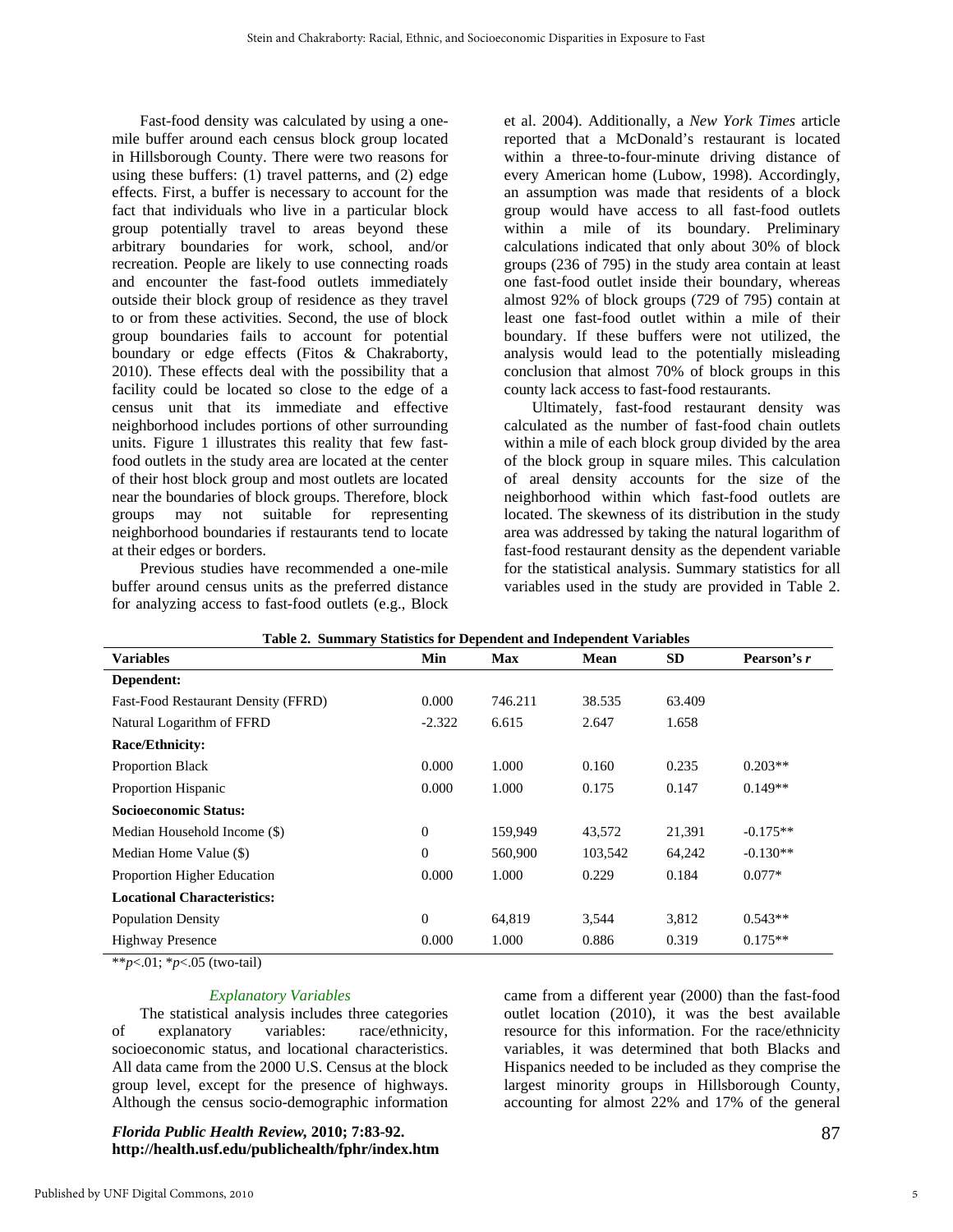Fast-food density was calculated by using a one-mile buffer around each census block group located in Hillsborough County. There were two reasons for using these buffers: (1) travel patterns, and (2) edge effects. First, a buffer is necessary to account for the fact that individuals who live in a particular block group potentially travel to areas beyond these arbitrary boundaries for work, school, and/or recreation. People are likely to use connecting roads and encounter the fast-food outlets immediately outside their block group of residence as they travel to or from these activities. Second, the use of block group boundaries fails to account for potential boundary or edge effects (Fitos & Chakraborty, 2010). These effects deal with the possibility that a facility could be located so close to the edge of a census unit that its immediate and effective neighborhood includes portions of other surrounding units. Figure 1 illustrates this reality that few fast-food outlets in the study area are located at the center of their host block group and most outlets are located near the boundaries of block groups. Therefore, block groups may not suitable for representing neighborhood boundaries if restaurants tend to locate at their edges or borders.

Previous studies have recommended a one-mile buffer around census units as the preferred distance for analyzing access to fast-food outlets (e.g., Block et al. 2004). Additionally, a *New York Times* article reported that a McDonald's restaurant is located within a three-to-four-minute driving distance of every American home (Lubow, 1998). Accordingly, an assumption was made that residents of a block group would have access to all fast-food outlets within a mile of its boundary. Preliminary calculations indicated that only about 30% of block groups (236 of 795) in the study area contain at least one fast-food outlet inside their boundary, whereas almost 92% of block groups (729 of 795) contain at least one fast-food outlet within a mile of their boundary. If these buffers were not utilized, the analysis would lead to the potentially misleading conclusion that almost 70% of block groups in this county lack access to fast-food restaurants.

Ultimately, fast-food restaurant density was calculated as the number of fast-food chain outlets within a mile of each block group divided by the area of the block group in square miles. This calculation of areal density accounts for the size of the neighborhood within which fast-food outlets are located. The skewness of its distribution in the study area was addressed by taking the natural logarithm of fast-food restaurant density as the dependent variable for the statistical analysis. Summary statistics for all variables used in the study are provided in Table 2.

**Table 2. Summary Statistics for Dependent and Independent Variables**

| Variables | Min | Max | Mean | SD | Pearson's *r* |
|---|---|---|---|---|---|
| **Dependent:** | | | | | |
| Fast-Food Restaurant Density (FFRD) | 0.000 | 746.211 | 38.535 | 63.409 | |
| Natural Logarithm of FFRD | -2.322 | 6.615 | 2.647 | 1.658 | |
| **Race/Ethnicity:** | | | | | |
| Proportion Black | 0.000 | 1.000 | 0.160 | 0.235 | 0.203** |
| Proportion Hispanic | 0.000 | 1.000 | 0.175 | 0.147 | 0.149** |
| **Socioeconomic Status:** | | | | | |
| Median Household Income ($) | 0 | 159,949 | 43,572 | 21,391 | -0.175** |
| Median Home Value ($) | 0 | 560,900 | 103,542 | 64,242 | -0.130** |
| Proportion Higher Education | 0.000 | 1.000 | 0.229 | 0.184 | 0.077* |
| **Locational Characteristics:** | | | | | |
| Population Density | 0 | 64,819 | 3,544 | 3,812 | 0.543** |
| Highway Presence | 0.000 | 1.000 | 0.886 | 0.319 | 0.175** |

**$p<.01$; *$p<.05$ (two-tail)

### *Explanatory Variables*

The statistical analysis includes three categories of explanatory variables: race/ethnicity, socioeconomic status, and locational characteristics. All data came from the 2000 U.S. Census at the block group level, except for the presence of highways. Although the census socio-demographic information came from a different year (2000) than the fast-food outlet location (2010), it was the best available resource for this information. For the race/ethnicity variables, it was determined that both Blacks and Hispanics needed to be included as they comprise the largest minority groups in Hillsborough County, accounting for almost 22% and 17% of the general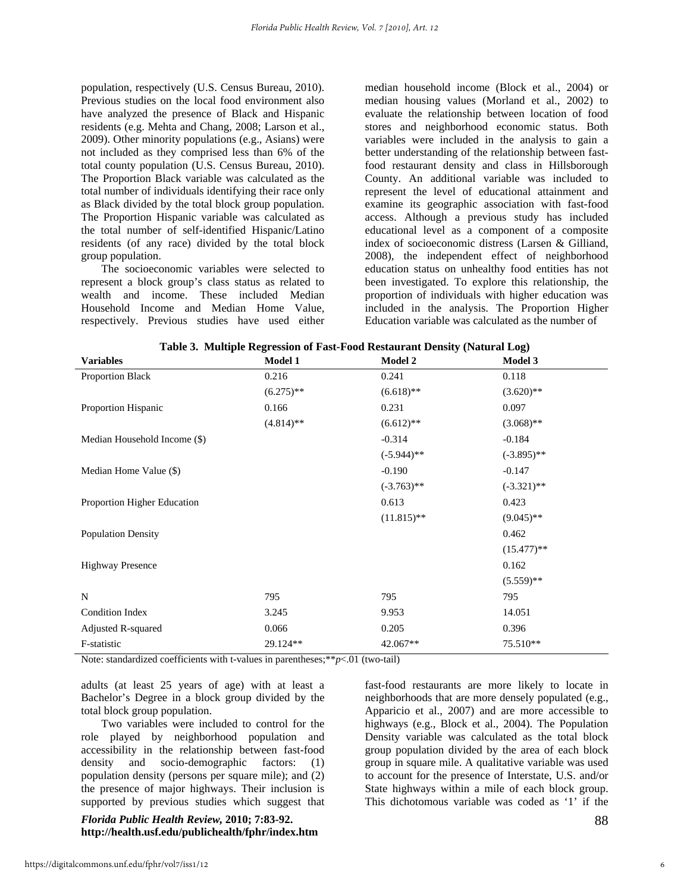population, respectively (U.S. Census Bureau, 2010). Previous studies on the local food environment also have analyzed the presence of Black and Hispanic residents (e.g. Mehta and Chang, 2008; Larson et al., 2009). Other minority populations (e.g., Asians) were not included as they comprised less than 6% of the total county population (U.S. Census Bureau, 2010). The Proportion Black variable was calculated as the total number of individuals identifying their race only as Black divided by the total block group population. The Proportion Hispanic variable was calculated as the total number of self-identified Hispanic/Latino residents (of any race) divided by the total block group population.

The socioeconomic variables were selected to represent a block group's class status as related to wealth and income. These included Median Household Income and Median Home Value, respectively. Previous studies have used either median household income (Block et al., 2004) or median housing values (Morland et al., 2002) to evaluate the relationship between location of food stores and neighborhood economic status. Both variables were included in the analysis to gain a better understanding of the relationship between fast-food restaurant density and class in Hillsborough County. An additional variable was included to represent the level of educational attainment and examine its geographic association with fast-food access. Although a previous study has included educational level as a component of a composite index of socioeconomic distress (Larsen & Gilliand, 2008), the independent effect of neighborhood education status on unhealthy food entities has not been investigated. To explore this relationship, the proportion of individuals with higher education was included in the analysis. The Proportion Higher Education variable was calculated as the number of adults (at least 25 years of age) with at least a Bachelor's Degree in a block group divided by the total block group population.

**Table 3. Multiple Regression of Fast-Food Restaurant Density (Natural Log)**

| Variables | Model 1 | Model 2 | Model 3 |
|---|---|---|---|
| Proportion Black | 0.216 | 0.241 | 0.118 |
| | (6.275)** | (6.618)** | (3.620)** |
| Proportion Hispanic | 0.166 | 0.231 | 0.097 |
| | (4.814)** | (6.612)** | (3.068)** |
| Median Household Income ($) | | -0.314 | -0.184 |
| | | (-5.944)** | (-3.895)** |
| Median Home Value ($) | | -0.190 | -0.147 |
| | | (-3.763)** | (-3.321)** |
| Proportion Higher Education | | 0.613 | 0.423 |
| | | (11.815)** | (9.045)** |
| Population Density | | | 0.462 |
| | | | (15.477)** |
| Highway Presence | | | 0.162 |
| | | | (5.559)** |
| N | 795 | 795 | 795 |
| Condition Index | 3.245 | 9.953 | 14.051 |
| Adjusted R-squared | 0.066 | 0.205 | 0.396 |
| F-statistic | 29.124** | 42.067** | 75.510** |

Note: standardized coefficients with t-values in parentheses; ** $p<.01$ (two-tail)

Two variables were included to control for the role played by neighborhood population and accessibility in the relationship between fast-food density and socio-demographic factors: (1) population density (persons per square mile); and (2) the presence of major highways. Their inclusion is supported by previous studies which suggest that fast-food restaurants are more likely to locate in neighborhoods that are more densely populated (e.g., Apparicio et al., 2007) and are more accessible to highways (e.g., Block et al., 2004). The Population Density variable was calculated as the total block group population divided by the area of each block group in square mile. A qualitative variable was used to account for the presence of Interstate, U.S. and/or State highways within a mile of each block group. This dichotomous variable was coded as '1' if the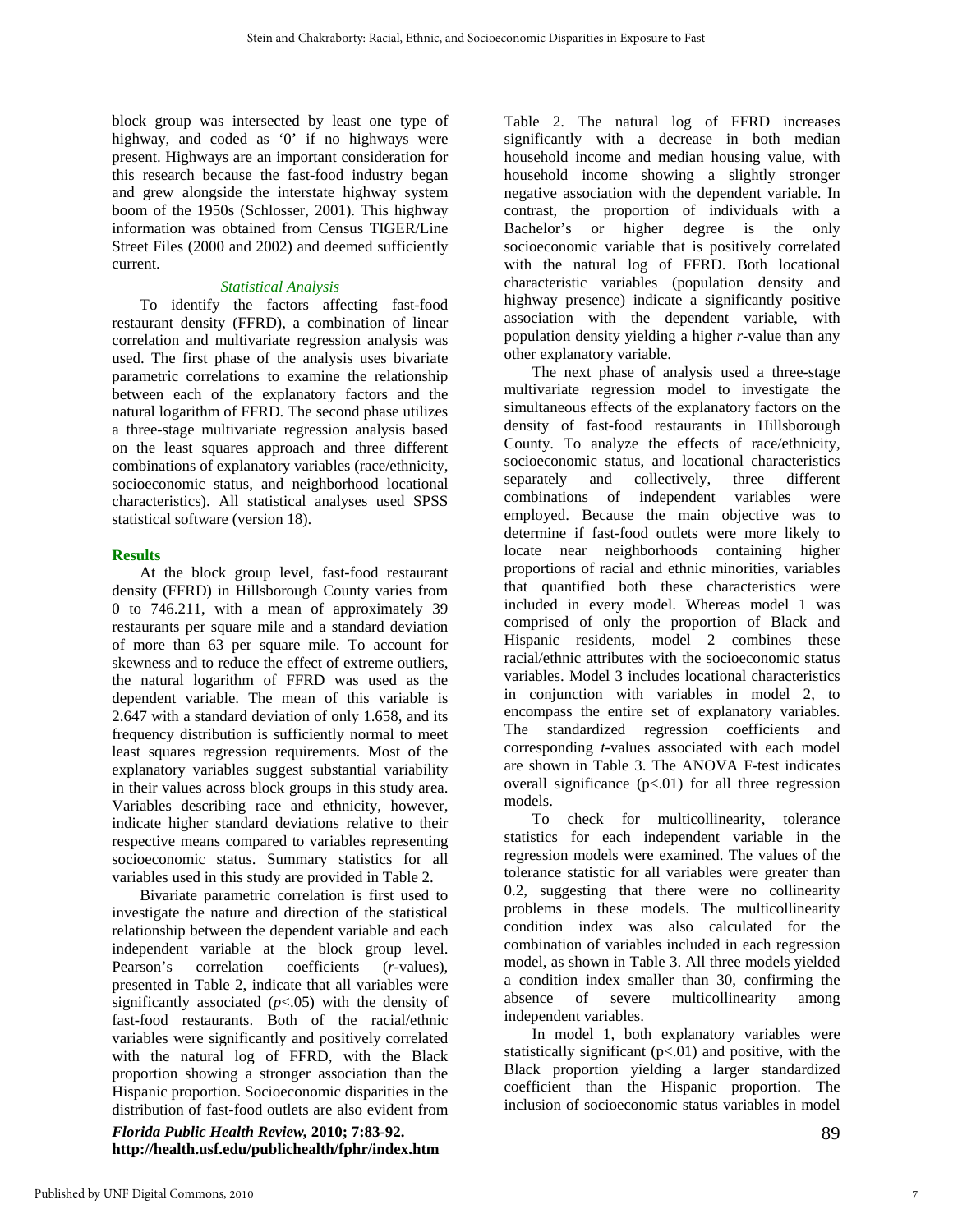block group was intersected by least one type of highway, and coded as '0' if no highways were present. Highways are an important consideration for this research because the fast-food industry began and grew alongside the interstate highway system boom of the 1950s (Schlosser, 2001). This highway information was obtained from Census TIGER/Line Street Files (2000 and 2002) and deemed sufficiently current.

### *Statistical Analysis*

To identify the factors affecting fast-food restaurant density (FFRD), a combination of linear correlation and multivariate regression analysis was used. The first phase of the analysis uses bivariate parametric correlations to examine the relationship between each of the explanatory factors and the natural logarithm of FFRD. The second phase utilizes a three-stage multivariate regression analysis based on the least squares approach and three different combinations of explanatory variables (race/ethnicity, socioeconomic status, and neighborhood locational characteristics). All statistical analyses used SPSS statistical software (version 18).

## Results

At the block group level, fast-food restaurant density (FFRD) in Hillsborough County varies from 0 to 746.211, with a mean of approximately 39 restaurants per square mile and a standard deviation of more than 63 per square mile. To account for skewness and to reduce the effect of extreme outliers, the natural logarithm of FFRD was used as the dependent variable. The mean of this variable is 2.647 with a standard deviation of only 1.658, and its frequency distribution is sufficiently normal to meet least squares regression requirements. Most of the explanatory variables suggest substantial variability in their values across block groups in this study area. Variables describing race and ethnicity, however, indicate higher standard deviations relative to their respective means compared to variables representing socioeconomic status. Summary statistics for all variables used in this study are provided in Table 2.

Bivariate parametric correlation is first used to investigate the nature and direction of the statistical relationship between the dependent variable and each independent variable at the block group level. Pearson's correlation coefficients (*r*-values), presented in Table 2, indicate that all variables were significantly associated ($p<.05$) with the density of fast-food restaurants. Both of the racial/ethnic variables were significantly and positively correlated with the natural log of FFRD, with the Black proportion showing a stronger association than the Hispanic proportion. Socioeconomic disparities in the distribution of fast-food outlets are also evident from Table 2. The natural log of FFRD increases significantly with a decrease in both median household income and median housing value, with household income showing a slightly stronger negative association with the dependent variable. In contrast, the proportion of individuals with a Bachelor's or higher degree is the only socioeconomic variable that is positively correlated with the natural log of FFRD. Both locational characteristic variables (population density and highway presence) indicate a significantly positive association with the dependent variable, with population density yielding a higher *r*-value than any other explanatory variable.

The next phase of analysis used a three-stage multivariate regression model to investigate the simultaneous effects of the explanatory factors on the density of fast-food restaurants in Hillsborough County. To analyze the effects of race/ethnicity, socioeconomic status, and locational characteristics separately and collectively, three different combinations of independent variables were employed. Because the main objective was to determine if fast-food outlets were more likely to locate near neighborhoods containing higher proportions of racial and ethnic minorities, variables that quantified both these characteristics were included in every model. Whereas model 1 was comprised of only the proportion of Black and Hispanic residents, model 2 combines these racial/ethnic attributes with the socioeconomic status variables. Model 3 includes locational characteristics in conjunction with variables in model 2, to encompass the entire set of explanatory variables. The standardized regression coefficients and corresponding *t*-values associated with each model are shown in Table 3. The ANOVA F-test indicates overall significance ($p<.01$) for all three regression models.

To check for multicollinearity, tolerance statistics for each independent variable in the regression models were examined. The values of the tolerance statistic for all variables were greater than 0.2, suggesting that there were no collinearity problems in these models. The multicollinearity condition index was also calculated for the combination of variables included in each regression model, as shown in Table 3. All three models yielded a condition index smaller than 30, confirming the absence of severe multicollinearity among independent variables.

In model 1, both explanatory variables were statistically significant ($p<.01$) and positive, with the Black proportion yielding a larger standardized coefficient than the Hispanic proportion. The inclusion of socioeconomic status variables in model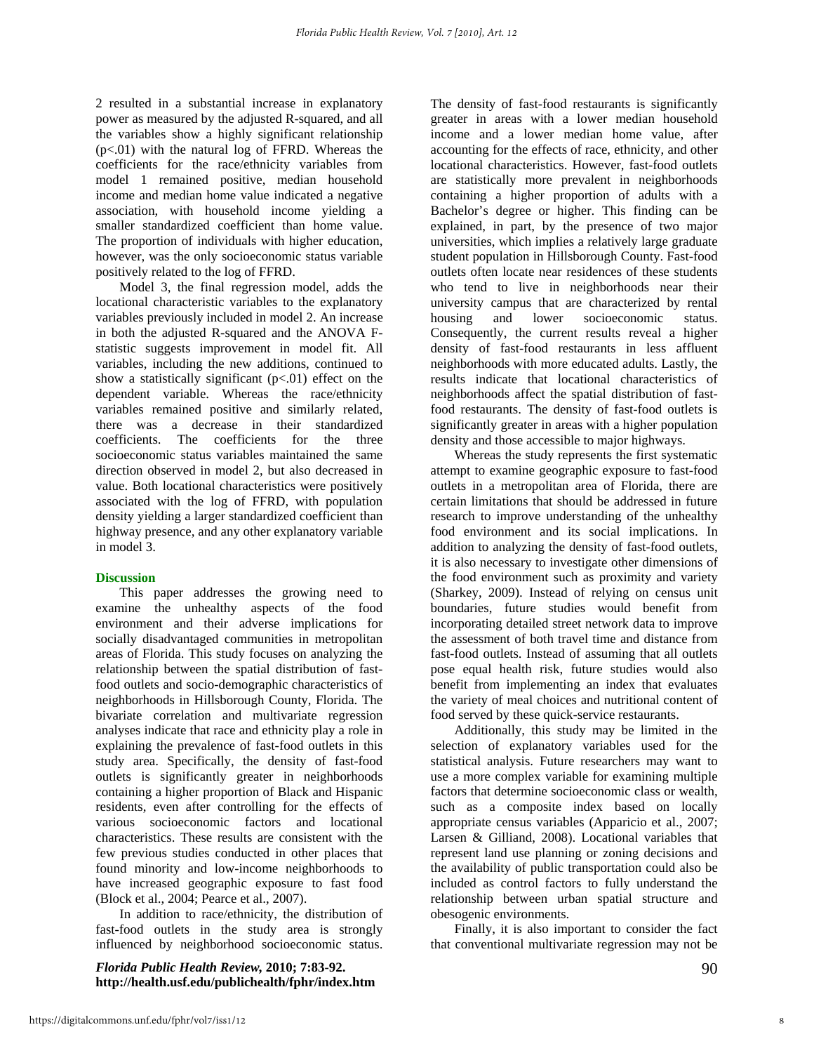2 resulted in a substantial increase in explanatory power as measured by the adjusted R-squared, and all the variables show a highly significant relationship ($p<.01$) with the natural log of FFRD. Whereas the coefficients for the race/ethnicity variables from model 1 remained positive, median household income and median home value indicated a negative association, with household income yielding a smaller standardized coefficient than home value. The proportion of individuals with higher education, however, was the only socioeconomic status variable positively related to the log of FFRD.

Model 3, the final regression model, adds the locational characteristic variables to the explanatory variables previously included in model 2. An increase in both the adjusted R-squared and the ANOVA F-statistic suggests improvement in model fit. All variables, including the new additions, continued to show a statistically significant ($p<.01$) effect on the dependent variable. Whereas the race/ethnicity variables remained positive and similarly related, there was a decrease in their standardized coefficients. The coefficients for the three socioeconomic status variables maintained the same direction observed in model 2, but also decreased in value. Both locational characteristics were positively associated with the log of FFRD, with population density yielding a larger standardized coefficient than highway presence, and any other explanatory variable in model 3.

## Discussion

This paper addresses the growing need to examine the unhealthy aspects of the food environment and their adverse implications for socially disadvantaged communities in metropolitan areas of Florida. This study focuses on analyzing the relationship between the spatial distribution of fast-food outlets and socio-demographic characteristics of neighborhoods in Hillsborough County, Florida. The bivariate correlation and multivariate regression analyses indicate that race and ethnicity play a role in explaining the prevalence of fast-food outlets in this study area. Specifically, the density of fast-food outlets is significantly greater in neighborhoods containing a higher proportion of Black and Hispanic residents, even after controlling for the effects of various socioeconomic factors and locational characteristics. These results are consistent with the few previous studies conducted in other places that found minority and low-income neighborhoods to have increased geographic exposure to fast food (Block et al., 2004; Pearce et al., 2007).

In addition to race/ethnicity, the distribution of fast-food outlets in the study area is strongly influenced by neighborhood socioeconomic status. The density of fast-food restaurants is significantly greater in areas with a lower median household income and a lower median home value, after accounting for the effects of race, ethnicity, and other locational characteristics. However, fast-food outlets are statistically more prevalent in neighborhoods containing a higher proportion of adults with a Bachelor's degree or higher. This finding can be explained, in part, by the presence of two major universities, which implies a relatively large graduate student population in Hillsborough County. Fast-food outlets often locate near residences of these students who tend to live in neighborhoods near their university campus that are characterized by rental housing and lower socioeconomic status. Consequently, the current results reveal a higher density of fast-food restaurants in less affluent neighborhoods with more educated adults. Lastly, the results indicate that locational characteristics of neighborhoods affect the spatial distribution of fast-food restaurants. The density of fast-food outlets is significantly greater in areas with a higher population density and those accessible to major highways.

Whereas the study represents the first systematic attempt to examine geographic exposure to fast-food outlets in a metropolitan area of Florida, there are certain limitations that should be addressed in future research to improve understanding of the unhealthy food environment and its social implications. In addition to analyzing the density of fast-food outlets, it is also necessary to investigate other dimensions of the food environment such as proximity and variety (Sharkey, 2009). Instead of relying on census unit boundaries, future studies would benefit from incorporating detailed street network data to improve the assessment of both travel time and distance from fast-food outlets. Instead of assuming that all outlets pose equal health risk, future studies would also benefit from implementing an index that evaluates the variety of meal choices and nutritional content of food served by these quick-service restaurants.

Additionally, this study may be limited in the selection of explanatory variables used for the statistical analysis. Future researchers may want to use a more complex variable for examining multiple factors that determine socioeconomic class or wealth, such as a composite index based on locally appropriate census variables (Apparicio et al., 2007; Larsen & Gilliand, 2008). Locational variables that represent land use planning or zoning decisions and the availability of public transportation could also be included as control factors to fully understand the relationship between urban spatial structure and obesogenic environments.

Finally, it is also important to consider the fact that conventional multivariate regression may not be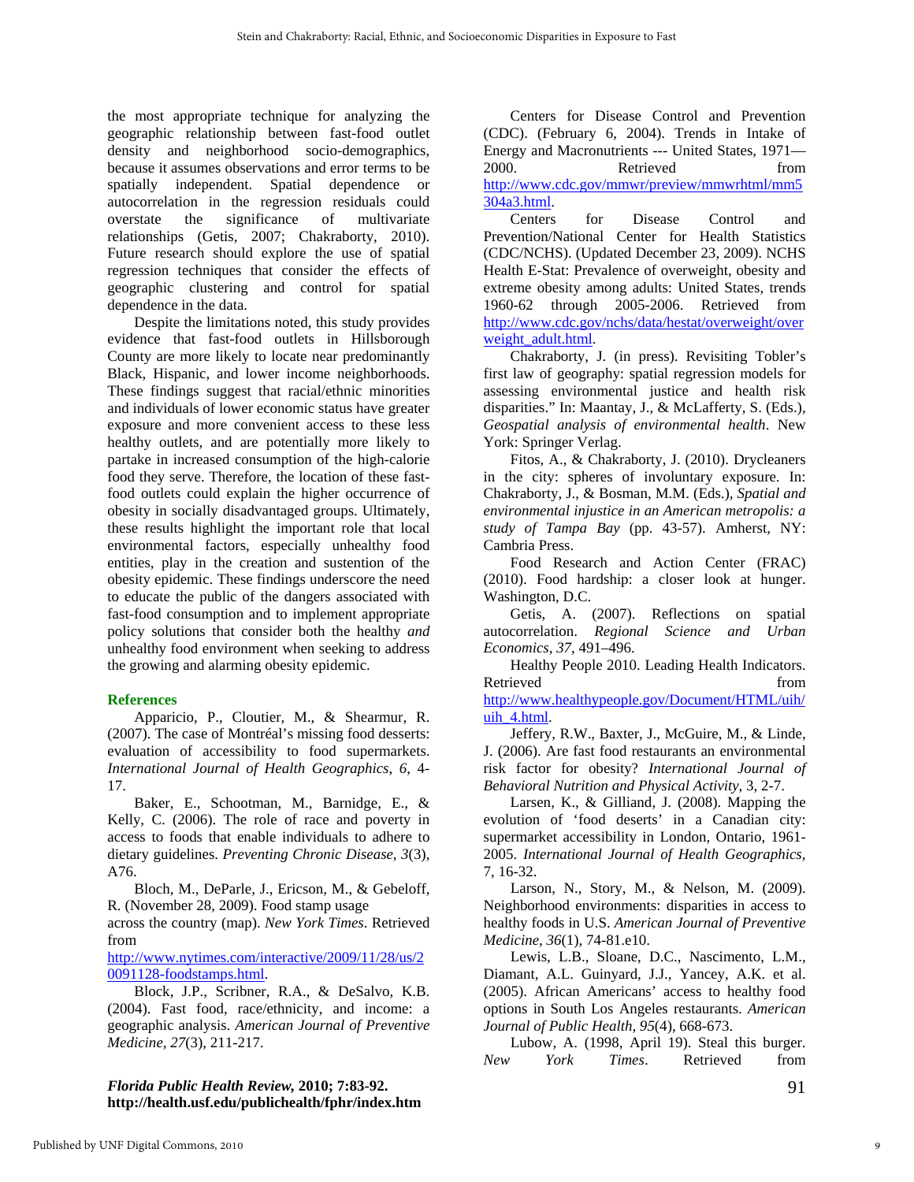the most appropriate technique for analyzing the geographic relationship between fast-food outlet density and neighborhood socio-demographics, because it assumes observations and error terms to be spatially independent. Spatial dependence or autocorrelation in the regression residuals could overstate the significance of multivariate relationships (Getis, 2007; Chakraborty, 2010). Future research should explore the use of spatial regression techniques that consider the effects of geographic clustering and control for spatial dependence in the data.

Despite the limitations noted, this study provides evidence that fast-food outlets in Hillsborough County are more likely to locate near predominantly Black, Hispanic, and lower income neighborhoods. These findings suggest that racial/ethnic minorities and individuals of lower economic status have greater exposure and more convenient access to these less healthy outlets, and are potentially more likely to partake in increased consumption of the high-calorie food they serve. Therefore, the location of these fast-food outlets could explain the higher occurrence of obesity in socially disadvantaged groups. Ultimately, these results highlight the important role that local environmental factors, especially unhealthy food entities, play in the creation and sustention of the obesity epidemic. These findings underscore the need to educate the public of the dangers associated with fast-food consumption and to implement appropriate policy solutions that consider both the healthy *and* unhealthy food environment when seeking to address the growing and alarming obesity epidemic.

## References

Apparicio, P., Cloutier, M., & Shearmur, R. (2007). The case of Montréal's missing food desserts: evaluation of accessibility to food supermarkets. *International Journal of Health Geographics, 6*, 4-17.

Baker, E., Schootman, M., Barnidge, E., & Kelly, C. (2006). The role of race and poverty in access to foods that enable individuals to adhere to dietary guidelines. *Preventing Chronic Disease, 3*(3), A76.

Bloch, M., DeParle, J., Ericson, M., & Gebeloff, R. (November 28, 2009). Food stamp usage across the country (map). *New York Times*. Retrieved from http://www.nytimes.com/interactive/2009/11/28/us/20091128-foodstamps.html.

Block, J.P., Scribner, R.A., & DeSalvo, K.B. (2004). Fast food, race/ethnicity, and income: a geographic analysis. *American Journal of Preventive Medicine, 27*(3), 211-217.

Centers for Disease Control and Prevention (CDC). (February 6, 2004). Trends in Intake of Energy and Macronutrients --- United States, 1971—2000. Retrieved from http://www.cdc.gov/mmwr/preview/mmwrhtml/mm5304a3.html.

Centers for Disease Control and Prevention/National Center for Health Statistics (CDC/NCHS). (Updated December 23, 2009). NCHS Health E-Stat: Prevalence of overweight, obesity and extreme obesity among adults: United States, trends 1960-62 through 2005-2006. Retrieved from http://www.cdc.gov/nchs/data/hestat/overweight/overweight_adult.html.

Chakraborty, J. (in press). Revisiting Tobler's first law of geography: spatial regression models for assessing environmental justice and health risk disparities." In: Maantay, J., & McLafferty, S. (Eds.), *Geospatial analysis of environmental health*. New York: Springer Verlag.

Fitos, A., & Chakraborty, J. (2010). Drycleaners in the city: spheres of involuntary exposure. In: Chakraborty, J., & Bosman, M.M. (Eds.), *Spatial and environmental injustice in an American metropolis: a study of Tampa Bay* (pp. 43-57). Amherst, NY: Cambria Press.

Food Research and Action Center (FRAC) (2010). Food hardship: a closer look at hunger. Washington, D.C.

Getis, A. (2007). Reflections on spatial autocorrelation. *Regional Science and Urban Economics, 37*, 491–496.

Healthy People 2010. Leading Health Indicators. Retrieved from http://www.healthypeople.gov/Document/HTML/uih/uih_4.html.

Jeffery, R.W., Baxter, J., McGuire, M., & Linde, J. (2006). Are fast food restaurants an environmental risk factor for obesity? *International Journal of Behavioral Nutrition and Physical Activity*, 3, 2-7.

Larsen, K., & Gilliand, J. (2008). Mapping the evolution of 'food deserts' in a Canadian city: supermarket accessibility in London, Ontario, 1961-2005. *International Journal of Health Geographics*, 7, 16-32.

Larson, N., Story, M., & Nelson, M. (2009). Neighborhood environments: disparities in access to healthy foods in U.S. *American Journal of Preventive Medicine, 36*(1), 74-81.e10.

Lewis, L.B., Sloane, D.C., Nascimento, L.M., Diamant, A.L. Guinyard, J.J., Yancey, A.K. et al. (2005). African Americans' access to healthy food options in South Los Angeles restaurants. *American Journal of Public Health, 95*(4), 668-673.

Lubow, A. (1998, April 19). Steal this burger. *New York Times*. Retrieved from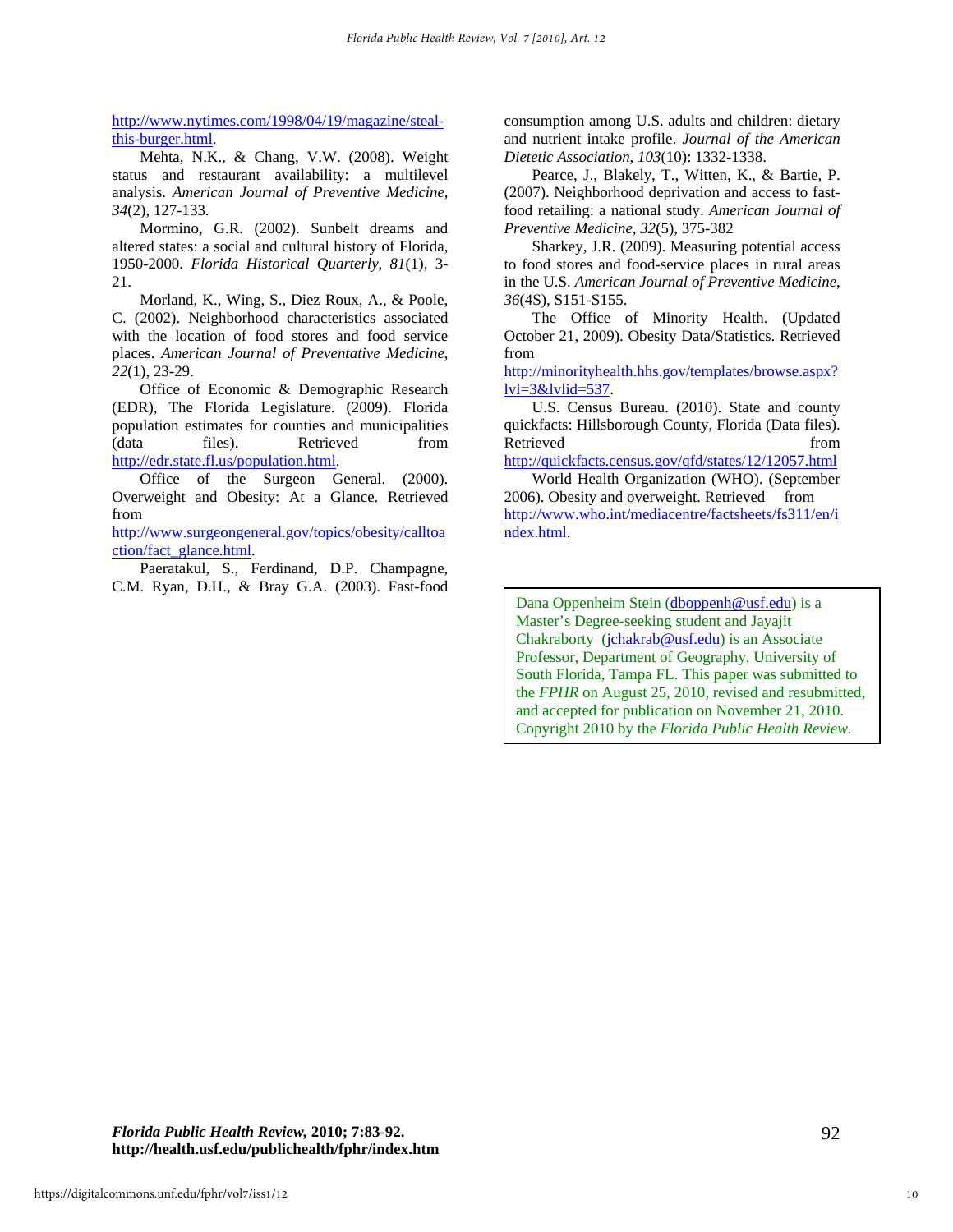http://www.nytimes.com/1998/04/19/magazine/steal-this-burger.html.

Mehta, N.K., & Chang, V.W. (2008). Weight status and restaurant availability: a multilevel analysis. *American Journal of Preventive Medicine*, *34*(2), 127-133.

Mormino, G.R. (2002). Sunbelt dreams and altered states: a social and cultural history of Florida, 1950-2000. *Florida Historical Quarterly*, *81*(1), 3-21.

Morland, K., Wing, S., Diez Roux, A., & Poole, C. (2002). Neighborhood characteristics associated with the location of food stores and food service places. *American Journal of Preventative Medicine*, *22*(1), 23-29.

Office of Economic & Demographic Research (EDR), The Florida Legislature. (2009). Florida population estimates for counties and municipalities (data files). Retrieved from http://edr.state.fl.us/population.html.

Office of the Surgeon General. (2000). Overweight and Obesity: At a Glance. Retrieved from http://www.surgeongeneral.gov/topics/obesity/calltoaction/fact_glance.html.

Paeratakul, S., Ferdinand, D.P. Champagne, C.M. Ryan, D.H., & Bray G.A. (2003). Fast-food consumption among U.S. adults and children: dietary and nutrient intake profile. *Journal of the American Dietetic Association*, *103*(10): 1332-1338.

Pearce, J., Blakely, T., Witten, K., & Bartie, P. (2007). Neighborhood deprivation and access to fast-food retailing: a national study. *American Journal of Preventive Medicine*, *32*(5), 375-382

Sharkey, J.R. (2009). Measuring potential access to food stores and food-service places in rural areas in the U.S. *American Journal of Preventive Medicine*, *36*(4S), S151-S155.

The Office of Minority Health. (Updated October 21, 2009). Obesity Data/Statistics. Retrieved from http://minorityhealth.hhs.gov/templates/browse.aspx?lvl=3&lvlid=537.

U.S. Census Bureau. (2010). State and county quickfacts: Hillsborough County, Florida (Data files). Retrieved from http://quickfacts.census.gov/qfd/states/12/12057.html

World Health Organization (WHO). (September 2006). Obesity and overweight. Retrieved from http://www.who.int/mediacentre/factsheets/fs311/en/index.html.

Dana Oppenheim Stein (dboppenh@usf.edu) is a Master's Degree-seeking student and Jayajit Chakraborty (jchakrab@usf.edu) is an Associate Professor, Department of Geography, University of South Florida, Tampa FL. This paper was submitted to the *FPHR* on August 25, 2010, revised and resubmitted, and accepted for publication on November 21, 2010. Copyright 2010 by the *Florida Public Health Review.*